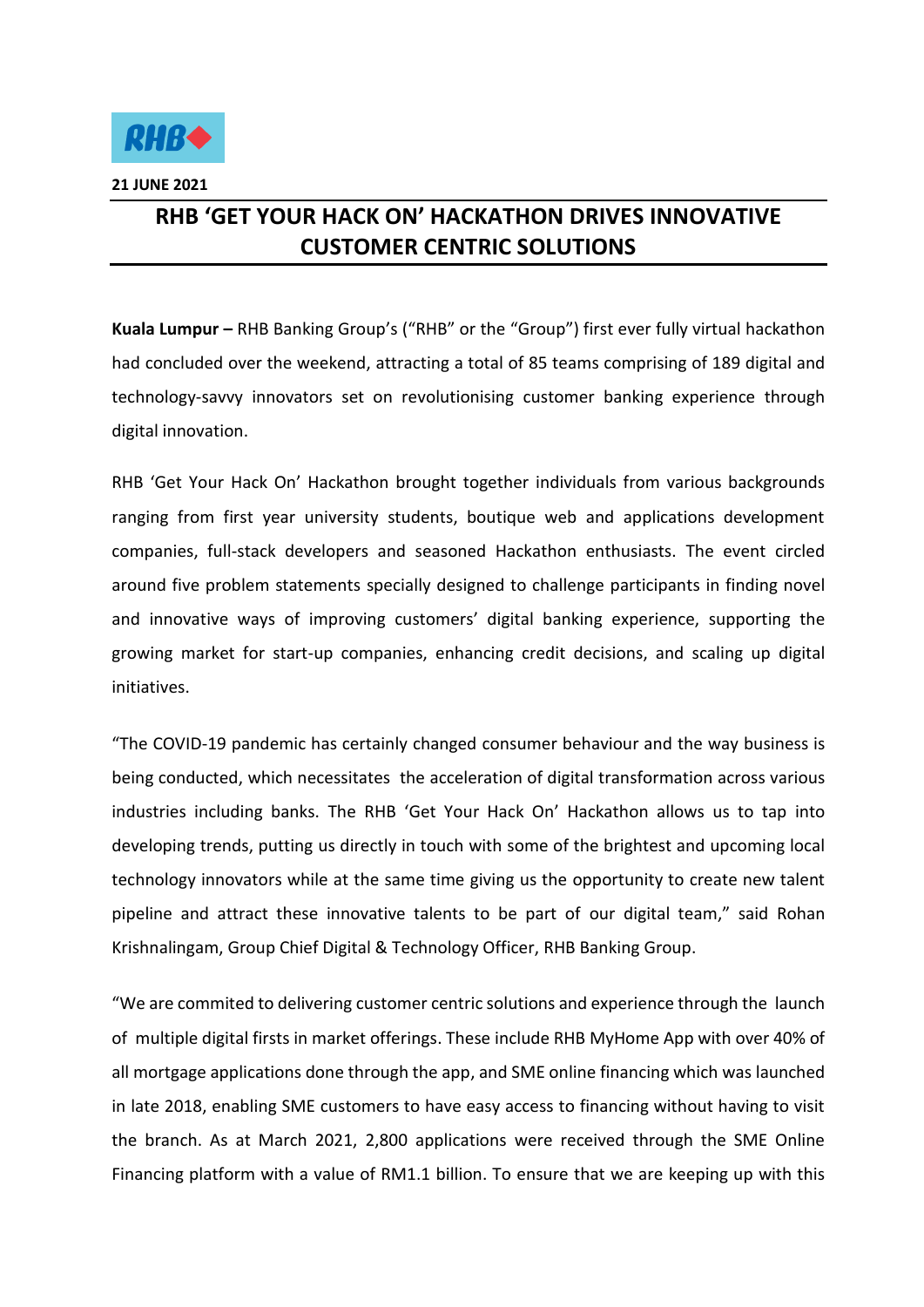**21 JUNE 2021**

# RHB 'GET YOUR HACK ON' HACKATHON DRIVES INNOVATIVE CUSTOMER CENTRIC SOLUTIONS

**Kuala Lumpur –** RHB Banking Group's ("RHB" or the "Group") first ever fully virtual hackathon had concluded over the weekend, attracting a total of 85 teams comprising of 189 digital and technology-savvy innovators set on revolutionising customer banking experience through digital innovation.

RHB 'Get Your Hack On' Hackathon brought together individuals from various backgrounds ranging from first year university students, boutique web and applications development companies, full-stack developers and seasoned Hackathon enthusiasts. The event circled around five problem statements specially designed to challenge participants in finding novel and innovative ways of improving customers' digital banking experience, supporting the growing market for start-up companies, enhancing credit decisions, and scaling up digital initiatives.

"The COVID-19 pandemic has certainly changed consumer behaviour and the way business is being conducted, which necessitates the acceleration of digital transformation across various industries including banks. The RHB 'Get Your Hack On' Hackathon allows us to tap into developing trends, putting us directly in touch with some of the brightest and upcoming local technology innovators while at the same time giving us the opportunity to create new talent pipeline and attract these innovative talents to be part of our digital team," said Rohan Krishnalingam, Group Chief Digital & Technology Officer, RHB Banking Group.

"We are commited to delivering customer centric solutions and experience through the launch of multiple digital firsts in market offerings. These include RHB MyHome App with over 40% of all mortgage applications done through the app, and SME online financing which was launched in late 2018, enabling SME customers to have easy access to financing without having to visit the branch. As at March 2021, 2,800 applications were received through the SME Online Financing platform with a value of RM1.1 billion. To ensure that we are keeping up with this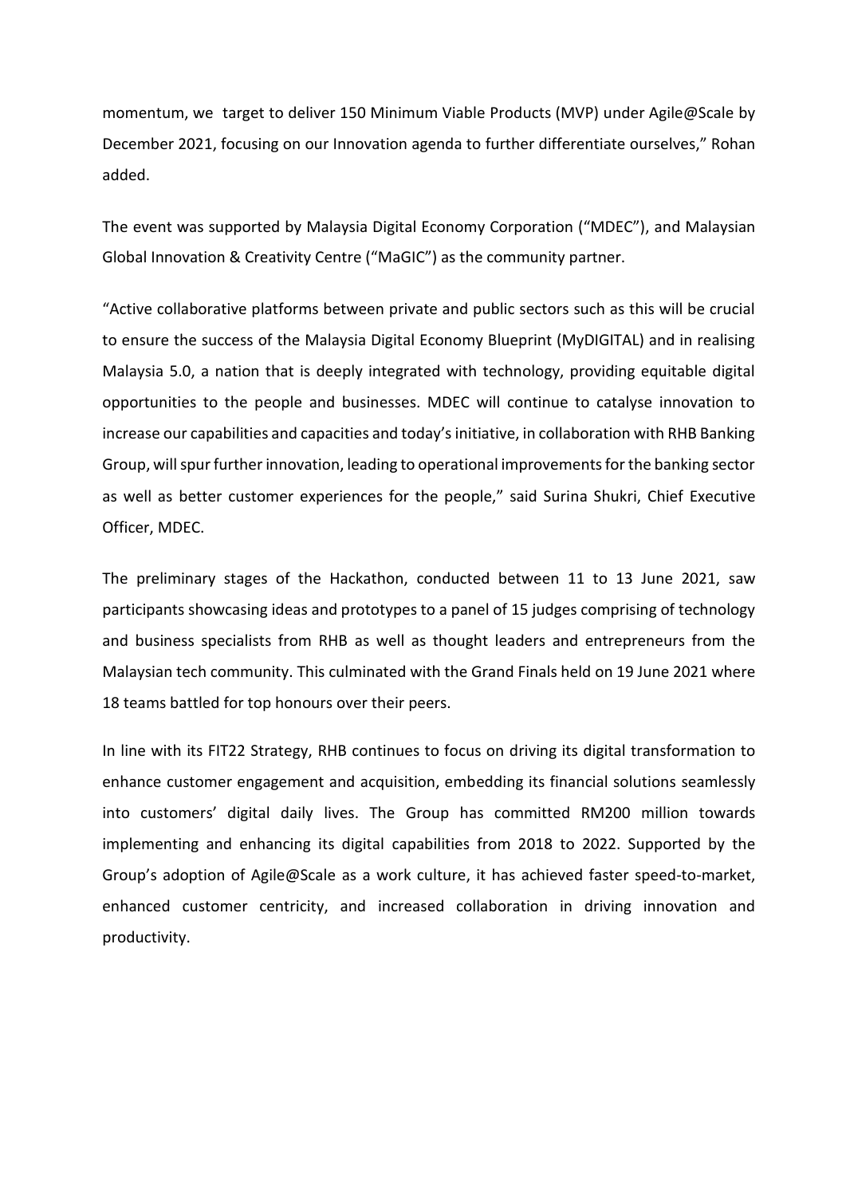momentum, we target to deliver 150 Minimum Viable Products (MVP) under Agile@Scale by December 2021, focusing on our Innovation agenda to further differentiate ourselves," Rohan added.

The event was supported by Malaysia Digital Economy Corporation ("MDEC"), and Malaysian Global Innovation & Creativity Centre ("MaGIC") as the community partner.

"Active collaborative platforms between private and public sectors such as this will be crucial to ensure the success of the Malaysia Digital Economy Blueprint (MyDIGITAL) and in realising Malaysia 5.0, a nation that is deeply integrated with technology, providing equitable digital opportunities to the people and businesses. MDEC will continue to catalyse innovation to increase our capabilities and capacities and today's initiative, in collaboration with RHB Banking Group, will spur further innovation, leading to operational improvements for the banking sector as well as better customer experiences for the people," said Surina Shukri, Chief Executive Officer, MDEC.

The preliminary stages of the Hackathon, conducted between 11 to 13 June 2021, saw participants showcasing ideas and prototypes to a panel of 15 judges comprising of technology and business specialists from RHB as well as thought leaders and entrepreneurs from the Malaysian tech community. This culminated with the Grand Finals held on 19 June 2021 where 18 teams battled for top honours over their peers.

In line with its FIT22 Strategy, RHB continues to focus on driving its digital transformation to enhance customer engagement and acquisition, embedding its financial solutions seamlessly into customers' digital daily lives. The Group has committed RM200 million towards implementing and enhancing its digital capabilities from 2018 to 2022. Supported by the Group's adoption of Agile@Scale as a work culture, it has achieved faster speed-to-market, enhanced customer centricity, and increased collaboration in driving innovation and productivity.